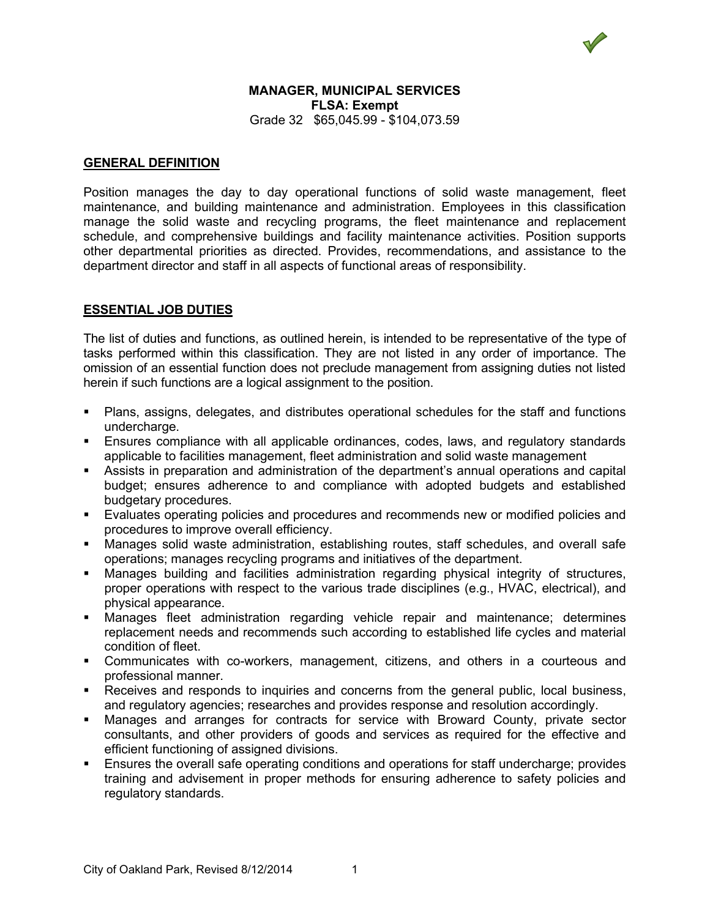# MANAGER, MUNICIPAL SERVICES

**FLSA: Exempt**

Grade 32 $65,045.99 - $104,073.59

## GENERAL DEFINITION

Position manages the day to day operational functions of solid waste management, fleet maintenance, and building maintenance and administration. Employees in this classification manage the solid waste and recycling programs, the fleet maintenance and replacement schedule, and comprehensive buildings and facility maintenance activities. Position supports other departmental priorities as directed. Provides, recommendations, and assistance to the department director and staff in all aspects of functional areas of responsibility.

## ESSENTIAL JOB DUTIES

The list of duties and functions, as outlined herein, is intended to be representative of the type of tasks performed within this classification. They are not listed in any order of importance. The omission of an essential function does not preclude management from assigning duties not listed herein if such functions are a logical assignment to the position.

- Plans, assigns, delegates, and distributes operational schedules for the staff and functions undercharge.
- Ensures compliance with all applicable ordinances, codes, laws, and regulatory standards applicable to facilities management, fleet administration and solid waste management
- Assists in preparation and administration of the department's annual operations and capital budget; ensures adherence to and compliance with adopted budgets and established budgetary procedures.
- Evaluates operating policies and procedures and recommends new or modified policies and procedures to improve overall efficiency.
- Manages solid waste administration, establishing routes, staff schedules, and overall safe operations; manages recycling programs and initiatives of the department.
- Manages building and facilities administration regarding physical integrity of structures, proper operations with respect to the various trade disciplines (e.g., HVAC, electrical), and physical appearance.
- Manages fleet administration regarding vehicle repair and maintenance; determines replacement needs and recommends such according to established life cycles and material condition of fleet.
- Communicates with co-workers, management, citizens, and others in a courteous and professional manner.
- Receives and responds to inquiries and concerns from the general public, local business, and regulatory agencies; researches and provides response and resolution accordingly.
- Manages and arranges for contracts for service with Broward County, private sector consultants, and other providers of goods and services as required for the effective and efficient functioning of assigned divisions.
- Ensures the overall safe operating conditions and operations for staff undercharge; provides training and advisement in proper methods for ensuring adherence to safety policies and regulatory standards.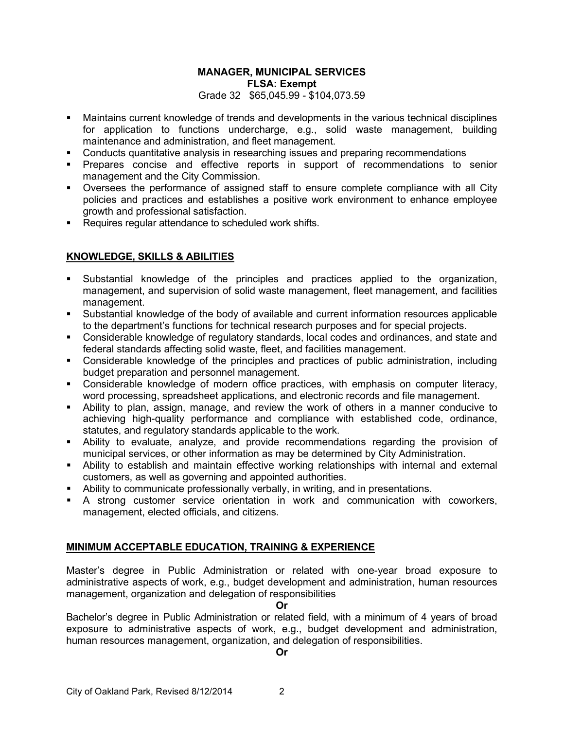**MANAGER, MUNICIPAL SERVICES**
**FLSA: Exempt**
Grade 32 $65,045.99 - $104,073.59

- Maintains current knowledge of trends and developments in the various technical disciplines for application to functions undercharge, e.g., solid waste management, building maintenance and administration, and fleet management.
- Conducts quantitative analysis in researching issues and preparing recommendations
- Prepares concise and effective reports in support of recommendations to senior management and the City Commission.
- Oversees the performance of assigned staff to ensure complete compliance with all City policies and practices and establishes a positive work environment to enhance employee growth and professional satisfaction.
- Requires regular attendance to scheduled work shifts.

## KNOWLEDGE, SKILLS & ABILITIES

- Substantial knowledge of the principles and practices applied to the organization, management, and supervision of solid waste management, fleet management, and facilities management.
- Substantial knowledge of the body of available and current information resources applicable to the department's functions for technical research purposes and for special projects.
- Considerable knowledge of regulatory standards, local codes and ordinances, and state and federal standards affecting solid waste, fleet, and facilities management.
- Considerable knowledge of the principles and practices of public administration, including budget preparation and personnel management.
- Considerable knowledge of modern office practices, with emphasis on computer literacy, word processing, spreadsheet applications, and electronic records and file management.
- Ability to plan, assign, manage, and review the work of others in a manner conducive to achieving high-quality performance and compliance with established code, ordinance, statutes, and regulatory standards applicable to the work.
- Ability to evaluate, analyze, and provide recommendations regarding the provision of municipal services, or other information as may be determined by City Administration.
- Ability to establish and maintain effective working relationships with internal and external customers, as well as governing and appointed authorities.
- Ability to communicate professionally verbally, in writing, and in presentations.
- A strong customer service orientation in work and communication with coworkers, management, elected officials, and citizens.

## MINIMUM ACCEPTABLE EDUCATION, TRAINING & EXPERIENCE

Master's degree in Public Administration or related with one-year broad exposure to administrative aspects of work, e.g., budget development and administration, human resources management, organization and delegation of responsibilities

**Or**

Bachelor's degree in Public Administration or related field, with a minimum of 4 years of broad exposure to administrative aspects of work, e.g., budget development and administration, human resources management, organization, and delegation of responsibilities.

**Or**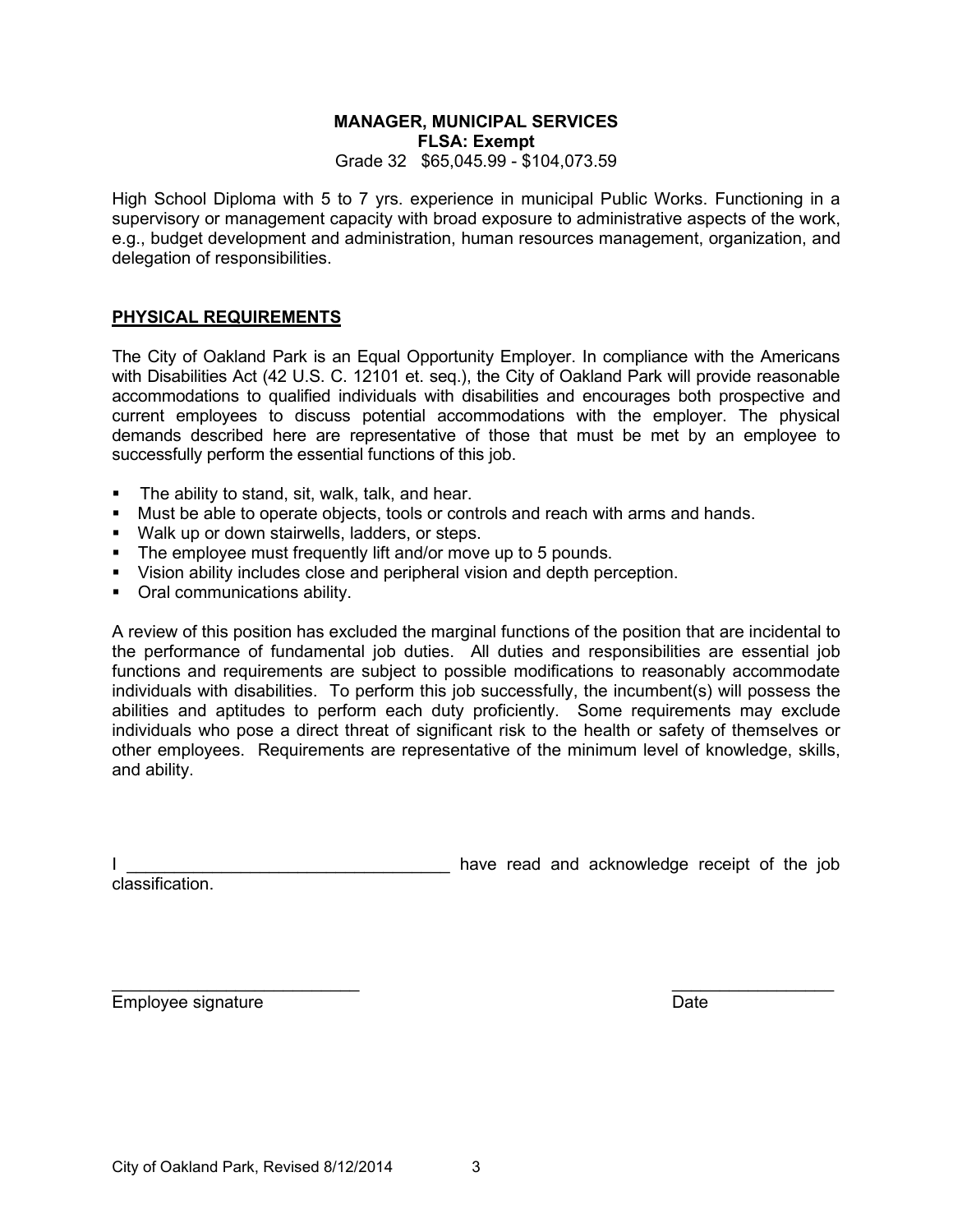**MANAGER, MUNICIPAL SERVICES**
**FLSA: Exempt**
Grade 32 $65,045.99 - $104,073.59

High School Diploma with 5 to 7 yrs. experience in municipal Public Works. Functioning in a supervisory or management capacity with broad exposure to administrative aspects of the work, e.g., budget development and administration, human resources management, organization, and delegation of responsibilities.

## PHYSICAL REQUIREMENTS

The City of Oakland Park is an Equal Opportunity Employer. In compliance with the Americans with Disabilities Act (42 U.S. C. 12101 et. seq.), the City of Oakland Park will provide reasonable accommodations to qualified individuals with disabilities and encourages both prospective and current employees to discuss potential accommodations with the employer. The physical demands described here are representative of those that must be met by an employee to successfully perform the essential functions of this job.

- The ability to stand, sit, walk, talk, and hear.
- Must be able to operate objects, tools or controls and reach with arms and hands.
- Walk up or down stairwells, ladders, or steps.
- The employee must frequently lift and/or move up to 5 pounds.
- Vision ability includes close and peripheral vision and depth perception.
- Oral communications ability.

A review of this position has excluded the marginal functions of the position that are incidental to the performance of fundamental job duties. All duties and responsibilities are essential job functions and requirements are subject to possible modifications to reasonably accommodate individuals with disabilities. To perform this job successfully, the incumbent(s) will possess the abilities and aptitudes to perform each duty proficiently. Some requirements may exclude individuals who pose a direct threat of significant risk to the health or safety of themselves or other employees. Requirements are representative of the minimum level of knowledge, skills, and ability.

I __________________________________ have read and acknowledge receipt of the job classification.

___________________________ _________________
Employee signature Date

City of Oakland Park, Revised 8/12/2014